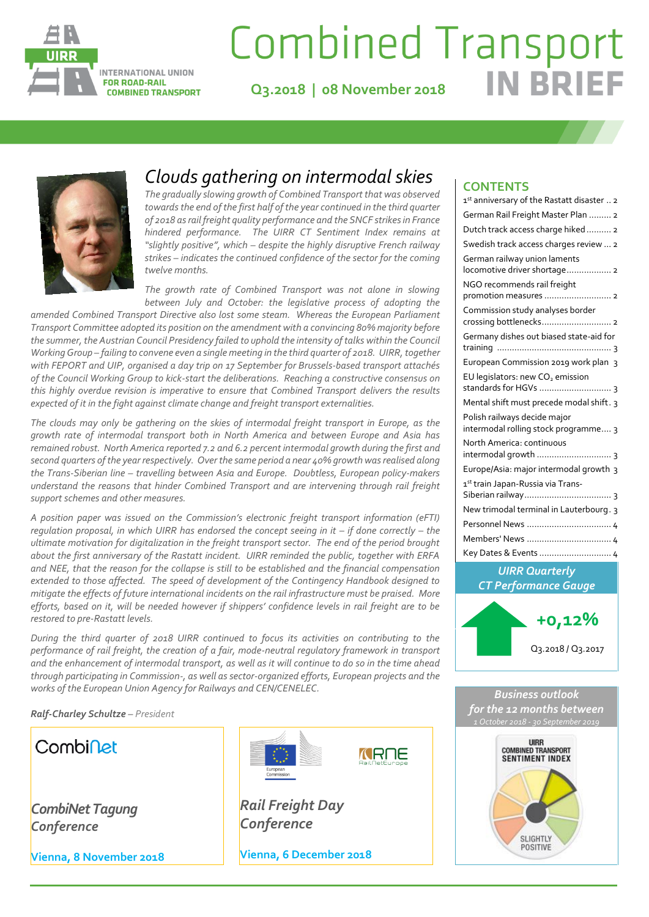# Combined Transport IN BRIEF

**Q3.2018 | 08 November 2018**

INTERNATIONAL UNION FOR ROAD-RAIL COMBINED TRANSPORT

## Clouds gathering on intermodal skies

*The gradually slowing growth of Combined Transport that was observed towards the end of the first half of the year continued in the third quarter of 2018 as rail freight quality performance and the SNCF strikes in France hindered performance. The UIRR CT Sentiment Index remains at "slightly positive", which – despite the highly disruptive French railway strikes – indicates the continued confidence of the sector for the coming twelve months.*

*The growth rate of Combined Transport was not alone in slowing between July and October: the legislative process of adopting the amended Combined Transport Directive also lost some steam. Whereas the European Parliament Transport Committee adopted its position on the amendment with a convincing 80% majority before the summer, the Austrian Council Presidency failed to uphold the intensity of talks within the Council Working Group – failing to convene even a single meeting in the third quarter of 2018. UIRR, together with FEPORT and UIP, organised a day trip on 17 September for Brussels-based transport attachés of the Council Working Group to kick-start the deliberations. Reaching a constructive consensus on this highly overdue revision is imperative to ensure that Combined Transport delivers the results expected of it in the fight against climate change and freight transport externalities.*

*The clouds may only be gathering on the skies of intermodal freight transport in Europe, as the growth rate of intermodal transport both in North America and between Europe and Asia has remained robust. North America reported 7.2 and 6.2 percent intermodal growth during the first and second quarters of the year respectively. Over the same period a near 40% growth was realised along the Trans-Siberian line – travelling between Asia and Europe. Doubtless, European policy-makers understand the reasons that hinder Combined Transport and are intervening through rail freight support schemes and other measures.*

*A position paper was issued on the Commission's electronic freight transport information (eFTI) regulation proposal, in which UIRR has endorsed the concept seeing in it – if done correctly – the ultimate motivation for digitalization in the freight transport sector. The end of the period brought about the first anniversary of the Rastatt incident. UIRR reminded the public, together with ERFA and NEE, that the reason for the collapse is still to be established and the financial compensation extended to those affected. The speed of development of the Contingency Handbook designed to mitigate the effects of future international incidents on the rail infrastructure must be praised. More efforts, based on it, will be needed however if shippers' confidence levels in rail freight are to be restored to pre-Rastatt levels.*

*During the third quarter of 2018 UIRR continued to focus its activities on contributing to the performance of rail freight, the creation of a fair, mode-neutral regulatory framework in transport and the enhancement of intermodal transport, as well as it will continue to do so in the time ahead through participating in Commission-, as well as sector-organized efforts, European projects and the works of the European Union Agency for Railways and CEN/CENELEC.*

***Ralf-Charley Schultze** – President*

## CONTENTS

- 1st anniversary of the Rastatt disaster .. 2
- German Rail Freight Master Plan ......... 2
- Dutch track access charge hiked .......... 2
- Swedish track access charges review ... 2
- German railway union laments locomotive driver shortage .................. 2
- NGO recommends rail freight promotion measures ........................... 2
- Commission study analyses border crossing bottlenecks ............................ 2
- Germany dishes out biased state-aid for training .............................................. 3
- European Commission 2019 work plan 3
- EU legislators: new $CO_2$ emission standards for HGVs ............................. 3
- Mental shift must precede modal shift . 3
- Polish railways decide major intermodal rolling stock programme .... 3
- North America: continuous intermodal growth .............................. 3
- Europe/Asia: major intermodal growth 3
- 1st train Japan-Russia via Trans-Siberian railway .................................. 3
- New trimodal terminal in Lauterbourg . 3
- Personnel News .................................. 4
- Members' News .................................. 4
- Key Dates & Events ............................. 4

### UIRR Quarterly CT Performance Gauge

**+0,12%**

Q3.2018 / Q3.2017

### Business outlook for the 12 months between

*1 October 2018 - 30 September 2019*

UIRR COMBINED TRANSPORT SENTIMENT INDEX

SLIGHTLY POSITIVE

---

**CombiNet**

***CombiNet Tagung Conference***

**Vienna, 8 November 2018**

---

European Commission | RNE RailNetEurope

***Rail Freight Day Conference***

**Vienna, 6 December 2018**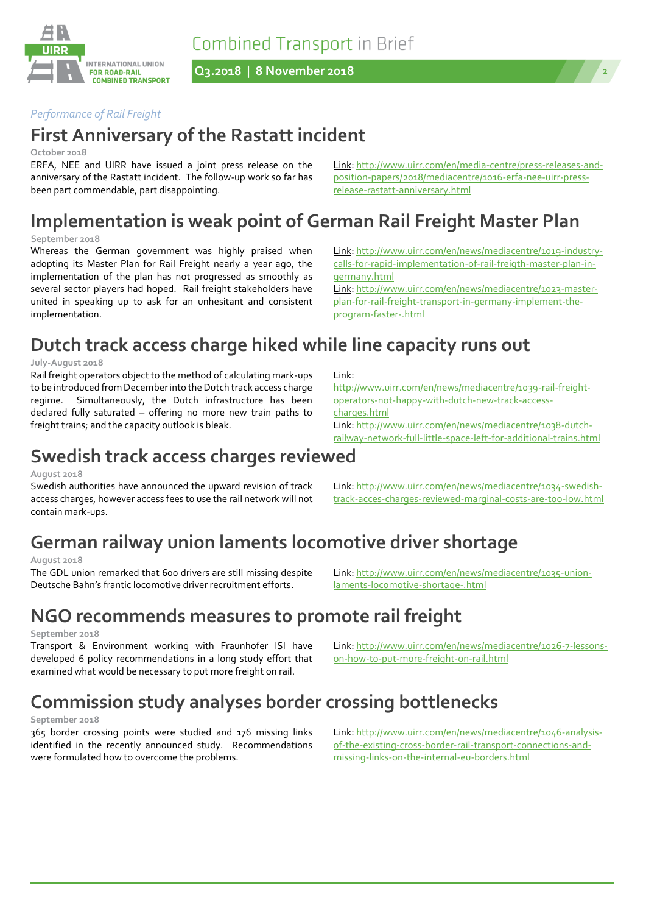*Performance of Rail Freight*

## First Anniversary of the Rastatt incident

**October 2018**

ERFA, NEE and UIRR have issued a joint press release on the anniversary of the Rastatt incident. The follow-up work so far has been part commendable, part disappointing.

Link: http://www.uirr.com/en/media-centre/press-releases-and-position-papers/2018/mediacentre/1016-erfa-nee-uirr-press-release-rastatt-anniversary.html

## Implementation is weak point of German Rail Freight Master Plan

**September 2018**

Whereas the German government was highly praised when adopting its Master Plan for Rail Freight nearly a year ago, the implementation of the plan has not progressed as smoothly as several sector players had hoped. Rail freight stakeholders have united in speaking up to ask for an unhesitant and consistent implementation.

Link: http://www.uirr.com/en/news/mediacentre/1019-industry-calls-for-rapid-implementation-of-rail-freigth-master-plan-in-germany.html

Link: http://www.uirr.com/en/news/mediacentre/1023-master-plan-for-rail-freight-transport-in-germany-implement-the-program-faster-.html

## Dutch track access charge hiked while line capacity runs out

**July-August 2018**

Rail freight operators object to the method of calculating mark-ups to be introduced from December into the Dutch track access charge regime. Simultaneously, the Dutch infrastructure has been declared fully saturated – offering no more new train paths to freight trains; and the capacity outlook is bleak.

Link: http://www.uirr.com/en/news/mediacentre/1039-rail-freight-operators-not-happy-with-dutch-new-track-access-charges.html

Link: http://www.uirr.com/en/news/mediacentre/1038-dutch-railway-network-full-little-space-left-for-additional-trains.html

## Swedish track access charges reviewed

**August 2018**

Swedish authorities have announced the upward revision of track access charges, however access fees to use the rail network will not contain mark-ups.

Link: http://www.uirr.com/en/news/mediacentre/1034-swedish-track-acces-charges-reviewed-marginal-costs-are-too-low.html

## German railway union laments locomotive driver shortage

**August 2018**

The GDL union remarked that 600 drivers are still missing despite Deutsche Bahn's frantic locomotive driver recruitment efforts.

Link: http://www.uirr.com/en/news/mediacentre/1035-union-laments-locomotive-shortage-.html

## NGO recommends measures to promote rail freight

**September 2018**

Transport & Environment working with Fraunhofer ISI have developed 6 policy recommendations in a long study effort that examined what would be necessary to put more freight on rail.

Link: http://www.uirr.com/en/news/mediacentre/1026-7-lessons-on-how-to-put-more-freight-on-rail.html

## Commission study analyses border crossing bottlenecks

**September 2018**

365 border crossing points were studied and 176 missing links identified in the recently announced study. Recommendations were formulated how to overcome the problems.

Link: http://www.uirr.com/en/news/mediacentre/1046-analysis-of-the-existing-cross-border-rail-transport-connections-and-missing-links-on-the-internal-eu-borders.html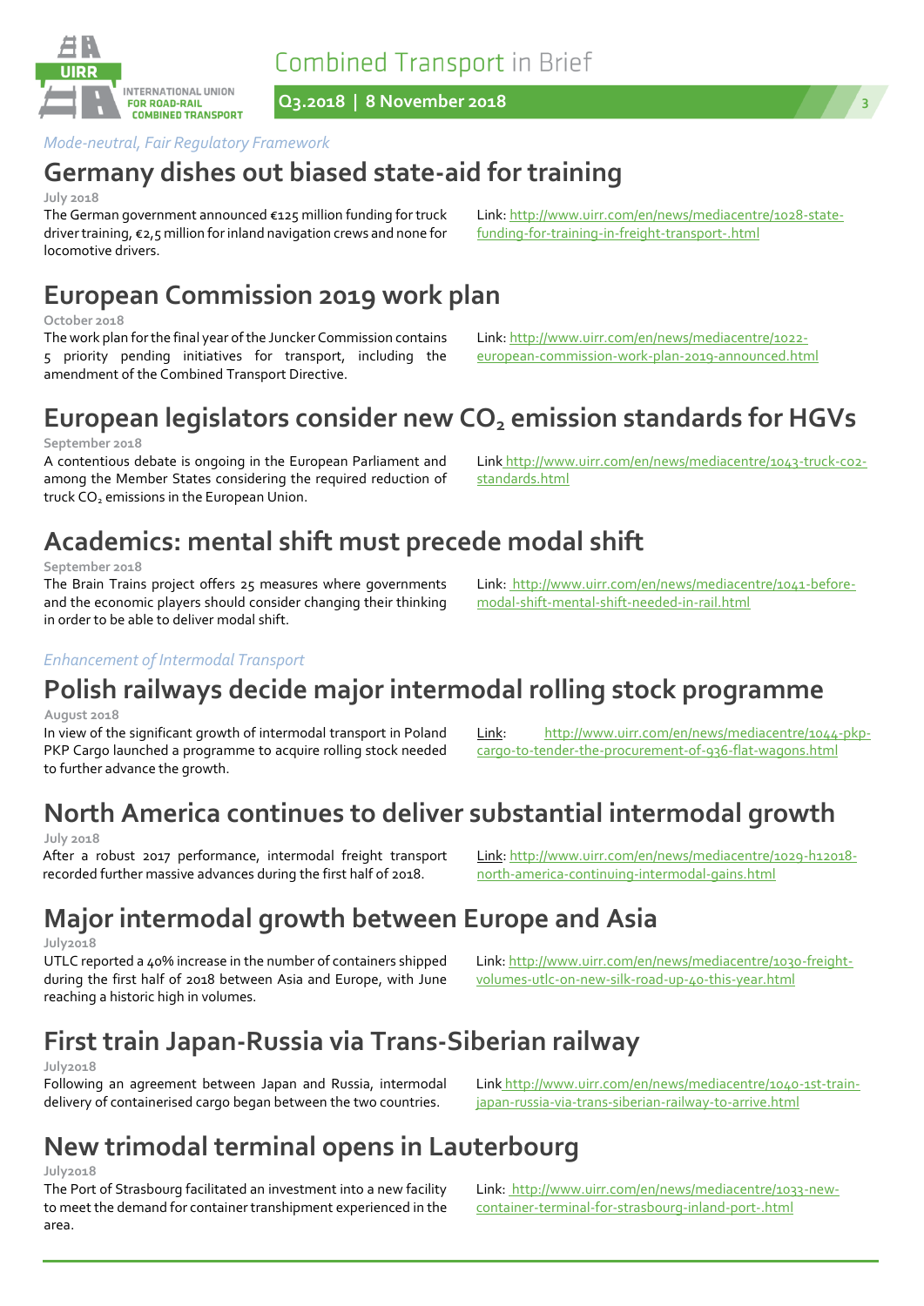*Mode-neutral, Fair Regulatory Framework*

## Germany dishes out biased state-aid for training

July 2018

The German government announced €125 million funding for truck driver training, €2,5 million for inland navigation crews and none for locomotive drivers.

Link: http://www.uirr.com/en/news/mediacentre/1028-state-funding-for-training-in-freight-transport-.html

## European Commission 2019 work plan

October 2018

The work plan for the final year of the Juncker Commission contains 5 priority pending initiatives for transport, including the amendment of the Combined Transport Directive.

Link: http://www.uirr.com/en/news/mediacentre/1022-european-commission-work-plan-2019-announced.html

## European legislators consider new $CO_2$ emission standards for HGVs

September 2018

A contentious debate is ongoing in the European Parliament and among the Member States considering the required reduction of truck $CO_2$ emissions in the European Union.

Link http://www.uirr.com/en/news/mediacentre/1043-truck-co2-standards.html

## Academics: mental shift must precede modal shift

September 2018

The Brain Trains project offers 25 measures where governments and the economic players should consider changing their thinking in order to be able to deliver modal shift.

Link: http://www.uirr.com/en/news/mediacentre/1041-before-modal-shift-mental-shift-needed-in-rail.html

*Enhancement of Intermodal Transport*

## Polish railways decide major intermodal rolling stock programme

August 2018

In view of the significant growth of intermodal transport in Poland PKP Cargo launched a programme to acquire rolling stock needed to further advance the growth.

Link: http://www.uirr.com/en/news/mediacentre/1044-pkp-cargo-to-tender-the-procurement-of-936-flat-wagons.html

## North America continues to deliver substantial intermodal growth

July 2018

After a robust 2017 performance, intermodal freight transport recorded further massive advances during the first half of 2018.

Link: http://www.uirr.com/en/news/mediacentre/1029-h12018-north-america-continuing-intermodal-gains.html

## Major intermodal growth between Europe and Asia

July2018

UTLC reported a 40% increase in the number of containers shipped during the first half of 2018 between Asia and Europe, with June reaching a historic high in volumes.

Link: http://www.uirr.com/en/news/mediacentre/1030-freight-volumes-utlc-on-new-silk-road-up-40-this-year.html

## First train Japan-Russia via Trans-Siberian railway

July2018

Following an agreement between Japan and Russia, intermodal delivery of containerised cargo began between the two countries.

Link http://www.uirr.com/en/news/mediacentre/1040-1st-train-japan-russia-via-trans-siberian-railway-to-arrive.html

## New trimodal terminal opens in Lauterbourg

July2018

The Port of Strasbourg facilitated an investment into a new facility to meet the demand for container transhipment experienced in the area.

Link: http://www.uirr.com/en/news/mediacentre/1033-new-container-terminal-for-strasbourg-inland-port-.html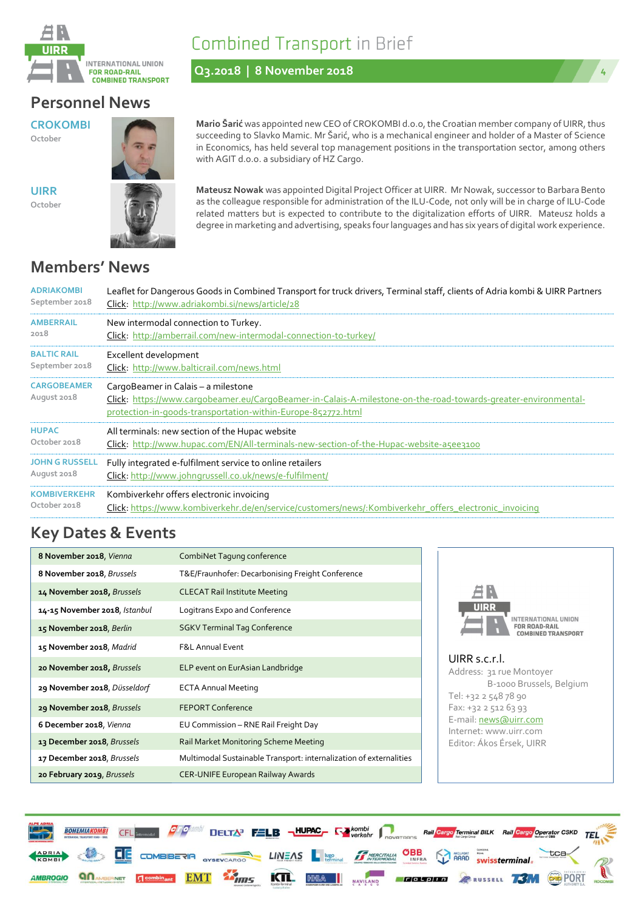# Combined Transport in Brief

**Q3.2018 | 8 November 2018**

## Personnel News

**CROKOMBI**
October

**Mario Šarić** was appointed new CEO of CROKOMBI d.o.o, the Croatian member company of UIRR, thus succeeding to Slavko Mamic. Mr Šarić, who is a mechanical engineer and holder of a Master of Science in Economics, has held several top management positions in the transportation sector, among others with AGIT d.o.o. a subsidiary of HZ Cargo.

**UIRR**
October

**Mateusz Nowak** was appointed Digital Project Officer at UIRR. Mr Nowak, successor to Barbara Bento as the colleague responsible for administration of the ILU-Code, not only will be in charge of ILU-Code related matters but is expected to contribute to the digitalization efforts of UIRR. Mateusz holds a degree in marketing and advertising, speaks four languages and has six years of digital work experience.

## Members' News

**ADRIAKOMBI**
September 2018

Leaflet for Dangerous Goods in Combined Transport for truck drivers, Terminal staff, clients of Adria kombi & UIRR Partners
Click: http://www.adriakombi.si/news/article/28

**AMBERRAIL**
2018

New intermodal connection to Turkey.
Click: http://amberrail.com/new-intermodal-connection-to-turkey/

**BALTIC RAIL**
September 2018

Excellent development
Click: http://www.balticrail.com/news.html

**CARGOBEAMER**
August 2018

CargoBeamer in Calais – a milestone
Click: https://www.cargobeamer.eu/CargoBeamer-in-Calais-A-milestone-on-the-road-towards-greater-environmental-protection-in-goods-transportation-within-Europe-852772.html

**HUPAC**
October 2018

All terminals: new section of the Hupac website
Click: http://www.hupac.com/EN/All-terminals-new-section-of-the-Hupac-website-a5ee3100

**JOHN G RUSSELL**
August 2018

Fully integrated e-fulfilment service to online retailers
Click: http://www.johngrussell.co.uk/news/e-fulfilment/

**KOMBIVERKEHR**
October 2018

Kombiverkehr offers electronic invoicing
Click: https://www.kombiverkehr.de/en/service/customers/news/:Kombiverkehr_offers_electronic_invoicing

## Key Dates & Events

| | |
|---|---|
| **8 November 2018**, *Vienna* | CombiNet Tagung conference |
| **8 November 2018**, *Brussels* | T&E/Fraunhofer: Decarbonising Freight Conference |
| **14 November 2018**, *Brussels* | CLECAT Rail Institute Meeting |
| **14-15 November 2018**, *Istanbul* | Logitrans Expo and Conference |
| **15 November 2018**, *Berlin* | SGKV Terminal Tag Conference |
| **15 November 2018**, *Madrid* | F&L Annual Event |
| **20 November 2018**, *Brussels* | ELP event on EurAsian Landbridge |
| **29 November 2018**, *Düsseldorf* | ECTA Annual Meeting |
| **29 November 2018**, *Brussels* | FEPORT Conference |
| **6 December 2018**, *Vienna* | EU Commission – RNE Rail Freight Day |
| **13 December 2018**, *Brussels* | Rail Market Monitoring Scheme Meeting |
| **17 December 2018**, *Brussels* | Multimodal Sustainable Transport: internalization of externalities |
| **20 February 2019**, *Brussels* | CER-UNIFE European Railway Awards |

UIRR – International Union for Road-Rail Combined Transport

UIRR s.c.r.l.
Address: 31 rue Montoyer
B-1000 Brussels, Belgium
Tel: +32 2 548 78 90
Fax: +32 2 512 63 93
E-mail: news@uirr.com
Internet: www.uirr.com
Editor: Ákos Érsek, UIRR